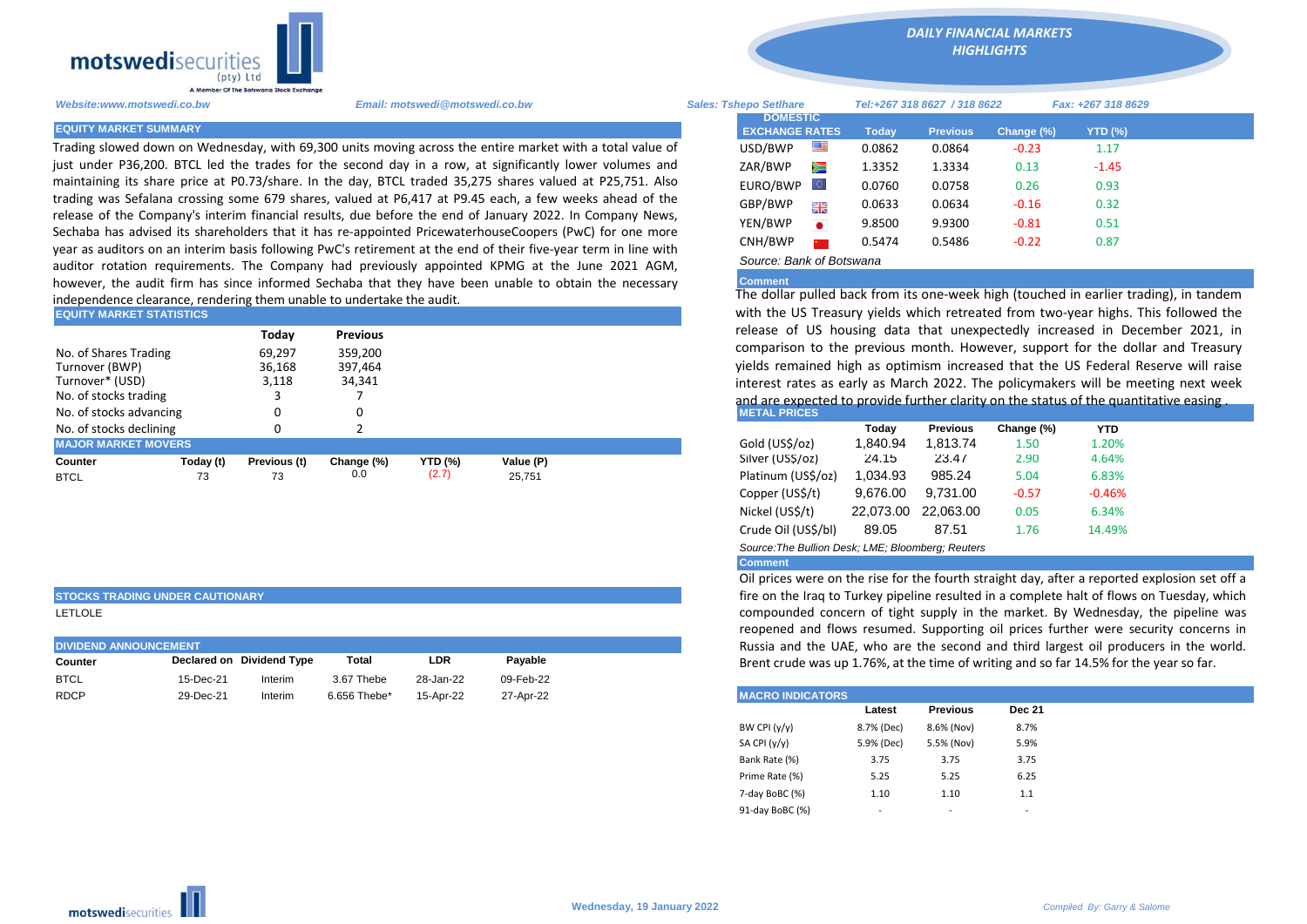**DAILY FINANCIAL MARKETS HIGHLIGHTS**

motswedisecurities (pty) Ltd — A Member Of The Botswana Stock Exchange

*Website:www.motswedi.co.bw* | *Email: motswedi@motswedi.co.bw* | *Sales: Tshepo Setlhare* | *Tel:+267 318 8627 / 318 8622* | *Fax: +267 318 8629*

## EQUITY MARKET SUMMARY

Trading slowed down on Wednesday, with 69,300 units moving across the entire market with a total value of just under P36,200. BTCL led the trades for the second day in a row, at significantly lower volumes and maintaining its share price at P0.73/share. In the day, BTCL traded 35,275 shares valued at P25,751. Also trading was Sefalana crossing some 679 shares, valued at P6,417 at P9.45 each, a few weeks ahead of the release of the Company's interim financial results, due before the end of January 2022. In Company News, Sechaba has advised its shareholders that it has re-appointed PricewaterhouseCoopers (PwC) for one more year as auditors on an interim basis following PwC's retirement at the end of their five-year term in line with auditor rotation requirements. The Company had previously appointed KPMG at the June 2021 AGM, however, the audit firm has since informed Sechaba that they have been unable to obtain the necessary independence clearance, rendering them unable to undertake the audit.

## EQUITY MARKET STATISTICS

| | Today | Previous |
|---|---|---|
| No. of Shares Trading | 69,297 | 359,200 |
| Turnover (BWP) | 36,168 | 397,464 |
| Turnover* (USD) | 3,118 | 34,341 |
| No. of stocks trading | 3 | 7 |
| No. of stocks advancing | 0 | 0 |
| No. of stocks declining | 0 | 2 |

## MAJOR MARKET MOVERS

| Counter | Today (t) | Previous (t) | Change (%) | YTD (%) | Value (P) |
|---|---|---|---|---|---|
| BTCL | 73 | 73 | 0.0 | (2.7) | 25,751 |

## STOCKS TRADING UNDER CAUTIONARY

LETLOLE

## DIVIDEND ANNOUNCEMENT

| Counter | Declared on | Dividend Type | Total | LDR | Payable |
|---|---|---|---|---|---|
| BTCL | 15-Dec-21 | Interim | 3.67 Thebe | 28-Jan-22 | 09-Feb-22 |
| RDCP | 29-Dec-21 | Interim | 6.656 Thebe* | 15-Apr-22 | 27-Apr-22 |

## DOMESTIC EXCHANGE RATES

| DOMESTIC EXCHANGE RATES | Today | Previous | Change (%) | YTD (%) |
|---|---|---|---|---|
| USD/BWP | 0.0862 | 0.0864 | -0.23 | 1.17 |
| ZAR/BWP | 1.3352 | 1.3334 | 0.13 | -1.45 |
| EURO/BWP | 0.0760 | 0.0758 | 0.26 | 0.93 |
| GBP/BWP | 0.0633 | 0.0634 | -0.16 | 0.32 |
| YEN/BWP | 9.8500 | 9.9300 | -0.81 | 0.51 |
| CNH/BWP | 0.5474 | 0.5486 | -0.22 | 0.87 |

*Source: Bank of Botswana*

**Comment**

The dollar pulled back from its one-week high (touched in earlier trading), in tandem with the US Treasury yields which retreated from two-year highs. This followed the release of US housing data that unexpectedly increased in December 2021, in comparison to the previous month. However, support for the dollar and Treasury yields remained high as optimism increased that the US Federal Reserve will raise interest rates as early as March 2022. The policymakers will be meeting next week and are expected to provide further clarity on the status of the quantitative easing .

## METAL PRICES

| | Today | Previous | Change (%) | YTD |
|---|---|---|---|---|
| Gold (US$/oz) | 1,840.94 | 1,813.74 | 1.50 | 1.20% |
| Silver (US$/oz) | 24.15 | 23.47 | 2.90 | 4.64% |
| Platinum (US$/oz) | 1,034.93 | 985.24 | 5.04 | 6.83% |
| Copper (US$/t) | 9,676.00 | 9,731.00 | -0.57 | -0.46% |
| Nickel (US$/t) | 22,073.00 | 22,063.00 | 0.05 | 6.34% |
| Crude Oil (US$/bl) | 89.05 | 87.51 | 1.76 | 14.49% |

*Source:The Bullion Desk; LME; Bloomberg; Reuters*

**Comment**

Oil prices were on the rise for the fourth straight day, after a reported explosion set off a fire on the Iraq to Turkey pipeline resulted in a complete halt of flows on Tuesday, which compounded concern of tight supply in the market. By Wednesday, the pipeline was reopened and flows resumed. Supporting oil prices further were security concerns in Russia and the UAE, who are the second and third largest oil producers in the world. Brent crude was up 1.76%, at the time of writing and so far 14.5% for the year so far.

## MACRO INDICATORS

| | Latest | Previous | Dec 21 |
|---|---|---|---|
| BW CPI (y/y) | 8.7% (Dec) | 8.6% (Nov) | 8.7% |
| SA CPI (y/y) | 5.9% (Dec) | 5.5% (Nov) | 5.9% |
| Bank Rate (%) | 3.75 | 3.75 | 3.75 |
| Prime Rate (%) | 5.25 | 5.25 | 6.25 |
| 7-day BoBC (%) | 1.10 | 1.10 | 1.1 |
| 91-day BoBC (%) | - | - | - |

Wednesday, 19 January 2022

*Compiled By: Garry & Salome*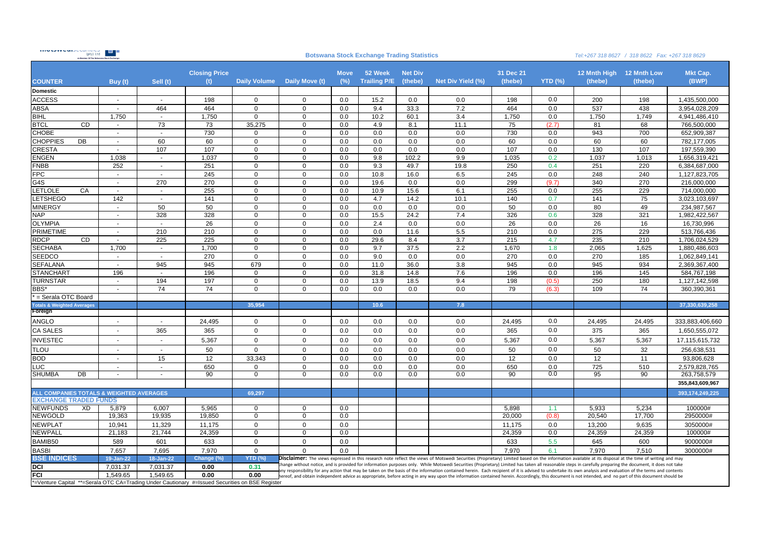Motswedi Securities (pty) Ltd
A Member Of The Botswana Stock Exchange

## Botswana Stock Exchange Trading Statistics

Tel:+267 318 8627 / 318 8622 Fax: +267 318 8629

| COUNTER | | Buy (t) | Sell (t) | Closing Price (t) | Daily Volume | Daily Move (t) | Move (%) | 52 Week Trailing P/E | Net Div (thebe) | Net Div Yield (%) | 31 Dec 21 (thebe) | YTD (%) | 12 Mnth High (thebe) | 12 Mnth Low (thebe) | Mkt Cap. (BWP) |
|---|---|---|---|---|---|---|---|---|---|---|---|---|---|---|---|
| **Domestic** | | | | | | | | | | | | | | | |
| ACCESS | | - | - | 198 | 0 | 0 | 0.0 | 15.2 | 0.0 | 0.0 | 198 | 0.0 | 200 | 198 | 1,435,500,000 |
| ABSA | | - | 464 | 464 | 0 | 0 | 0.0 | 9.4 | 33.3 | 7.2 | 464 | 0.0 | 537 | 438 | 3,954,028,209 |
| BIHL | | 1,750 | - | 1,750 | 0 | 0 | 0.0 | 10.2 | 60.1 | 3.4 | 1,750 | 0.0 | 1,750 | 1,749 | 4,941,486,410 |
| BTCL | CD | - | 73 | 73 | 35,275 | 0 | 0.0 | 4.9 | 8.1 | 11.1 | 75 | (2.7) | 81 | 68 | 766,500,000 |
| CHOBE | | - | - | 730 | 0 | 0 | 0.0 | 0.0 | 0.0 | 0.0 | 730 | 0.0 | 943 | 700 | 652,909,387 |
| CHOPPIES | DB | - | 60 | 60 | 0 | 0 | 0.0 | 0.0 | 0.0 | 0.0 | 60 | 0.0 | 60 | 60 | 782,177,005 |
| CRESTA | | - | 107 | 107 | 0 | 0 | 0.0 | 0.0 | 0.0 | 0.0 | 107 | 0.0 | 130 | 107 | 197,559,390 |
| ENGEN | | 1,038 | - | 1,037 | 0 | 0 | 0.0 | 9.8 | 102.2 | 9.9 | 1,035 | 0.2 | 1,037 | 1,013 | 1,656,319,421 |
| FNBB | | 252 | - | 251 | 0 | 0 | 0.0 | 9.3 | 49.7 | 19.8 | 250 | 0.4 | 251 | 220 | 6,384,687,000 |
| FPC | | - | - | 245 | 0 | 0 | 0.0 | 10.8 | 16.0 | 6.5 | 245 | 0.0 | 248 | 240 | 1,127,823,705 |
| G4S | | - | 270 | 270 | 0 | 0 | 0.0 | 19.6 | 0.0 | 0.0 | 299 | (9.7) | 340 | 270 | 216,000,000 |
| LETLOLE | CA | - | - | 255 | 0 | 0 | 0.0 | 10.9 | 15.6 | 6.1 | 255 | 0.0 | 255 | 229 | 714,000,000 |
| LETSHEGO | | 142 | - | 141 | 0 | 0 | 0.0 | 4.7 | 14.2 | 10.1 | 140 | 0.7 | 141 | 75 | 3,023,103,697 |
| MINERGY | | - | 50 | 50 | 0 | 0 | 0.0 | 0.0 | 0.0 | 0.0 | 50 | 0.0 | 80 | 49 | 234,987,567 |
| NAP | | - | 328 | 328 | 0 | 0 | 0.0 | 15.5 | 24.2 | 7.4 | 326 | 0.6 | 328 | 321 | 1,982,422,567 |
| OLYMPIA | | - | - | 26 | 0 | 0 | 0.0 | 2.4 | 0.0 | 0.0 | 26 | 0.0 | 26 | 16 | 16,730,996 |
| PRIMETIME | | - | 210 | 210 | 0 | 0 | 0.0 | 0.0 | 11.6 | 5.5 | 210 | 0.0 | 275 | 229 | 513,766,436 |
| RDCP | CD | - | 225 | 225 | 0 | 0 | 0.0 | 29.6 | 8.4 | 3.7 | 215 | 4.7 | 235 | 210 | 1,706,024,529 |
| SECHABA | | 1,700 | - | 1,700 | 0 | 0 | 0.0 | 9.7 | 37.5 | 2.2 | 1,670 | 1.8 | 2,065 | 1,625 | 1,880,486,603 |
| SEEDCO | | - | - | 270 | 0 | 0 | 0.0 | 9.0 | 0.0 | 0.0 | 270 | 0.0 | 270 | 185 | 1,062,849,141 |
| SEFALANA | | - | 945 | 945 | 679 | 0 | 0.0 | 11.0 | 36.0 | 3.8 | 945 | 0.0 | 945 | 934 | 2,369,367,400 |
| STANCHART | | 196 | - | 196 | 0 | 0 | 0.0 | 31.8 | 14.8 | 7.6 | 196 | 0.0 | 196 | 145 | 584,767,198 |
| TURNSTAR | | - | 194 | 197 | 0 | 0 | 0.0 | 13.9 | 18.5 | 9.4 | 198 | (0.5) | 250 | 180 | 1,127,142,598 |
| BBS* | | - | 74 | 74 | 0 | 0 | 0.0 | 0.0 | 0.0 | 0.0 | 79 | (6.3) | 109 | 74 | 360,390,361 |
| * = Serala OTC Board | | | | | | | | | | | | | | | |
| **Totals & Weighted Averages** | | | | | 35,954 | | | 10.6 | | 7.8 | | | | | 37,330,639,258 |
| **Foreign** | | | | | | | | | | | | | | | |
| ANGLO | | - | - | 24,495 | 0 | 0 | 0.0 | 0.0 | 0.0 | 0.0 | 24,495 | 0.0 | 24,495 | 24,495 | 333,883,406,660 |
| CA SALES | | - | 365 | 365 | 0 | 0 | 0.0 | 0.0 | 0.0 | 0.0 | 365 | 0.0 | 375 | 365 | 1,650,555,072 |
| INVESTEC | | - | - | 5,367 | 0 | 0 | 0.0 | 0.0 | 0.0 | 0.0 | 5,367 | 0.0 | 5,367 | 5,367 | 17,115,615,732 |
| TLOU | | - | - | 50 | 0 | 0 | 0.0 | 0.0 | 0.0 | 0.0 | 50 | 0.0 | 50 | 32 | 256,638,531 |
| BOD | | - | 15 | 12 | 33,343 | 0 | 0.0 | 0.0 | 0.0 | 0.0 | 12 | 0.0 | 12 | 11 | 93,806,628 |
| LUC | | - | - | 650 | 0 | 0 | 0.0 | 0.0 | 0.0 | 0.0 | 650 | 0.0 | 725 | 510 | 2,579,828,765 |
| SHUMBA | DB | - | - | 90 | 0 | 0 | 0.0 | 0.0 | 0.0 | 0.0 | 90 | 0.0 | 95 | 90 | 263,758,579 |
| | | | | | | | | | | | | | | | 355,843,609,967 |
| **ALL COMPANIES TOTALS & WEIGHTED AVERAGES** | | | | | 69,297 | | | | | | | | | | 393,174,249,225 |
| **EXCHANGE TRADED FUNDS** | | | | | | | | | | | | | | | |
| NEWFUNDS | XD | 5,879 | 6,007 | 5,965 | 0 | 0 | 0.0 | | | | 5,898 | 1.1 | 5,933 | 5,234 | 100000# |
| NEWGOLD | | 19,363 | 19,935 | 19,850 | 0 | 0 | 0.0 | | | | 20,000 | (0.8) | 20,540 | 17,700 | 2950000# |
| NEWPLAT | | 10,941 | 11,329 | 11,175 | 0 | 0 | 0.0 | | | | 11,175 | 0.0 | 13,200 | 9,635 | 3050000# |
| NEWPALL | | 21,183 | 21,744 | 24,359 | 0 | 0 | 0.0 | | | | 24,359 | 0.0 | 24,359 | 24,359 | 100000# |
| BAMIB50 | | 589 | 601 | 633 | 0 | 0 | 0.0 | | | | 633 | 5.5 | 645 | 600 | 9000000# |
| BASBI | | 7,657 | 7,695 | 7,970 | 0 | 0 | 0.0 | | | | 7,970 | 6.1 | 7,970 | 7,510 | 3000000# |

| BSE INDICES | 19-Jan-22 | 18-Jan-22 | Change (%) | YTD (%) |
|---|---|---|---|---|
| DCI | 7,031.37 | 7,031.37 | 0.00 | 0.31 |
| FCI | 1,549.65 | 1,549.65 | 0.00 | 0.00 |

*=Venture Capital **=Serala OTC CA=Trading Under Cautionary #=Issued Securities on BSE Register

**Disclaimer:** The views expressed in this research note reflect the views of Motswedi Securities (Proprietary) Limited based on the information available at its disposal at the time of writing and may change without notice, and is provided for information purposes only. While Motswedi Securities (Proprietary) Limited has taken all reasonable steps in carefully preparing the document, it does not take any responsibility for any action that may be taken on the basis of the information contained herein. Each recipient of it is advised to undertake its own analysis and evaluation of the terms and contents thereof, and obtain independent advice as appropriate, before acting in any way upon the information contained herein. Accordingly, this document is not intended, and no part of this document should be